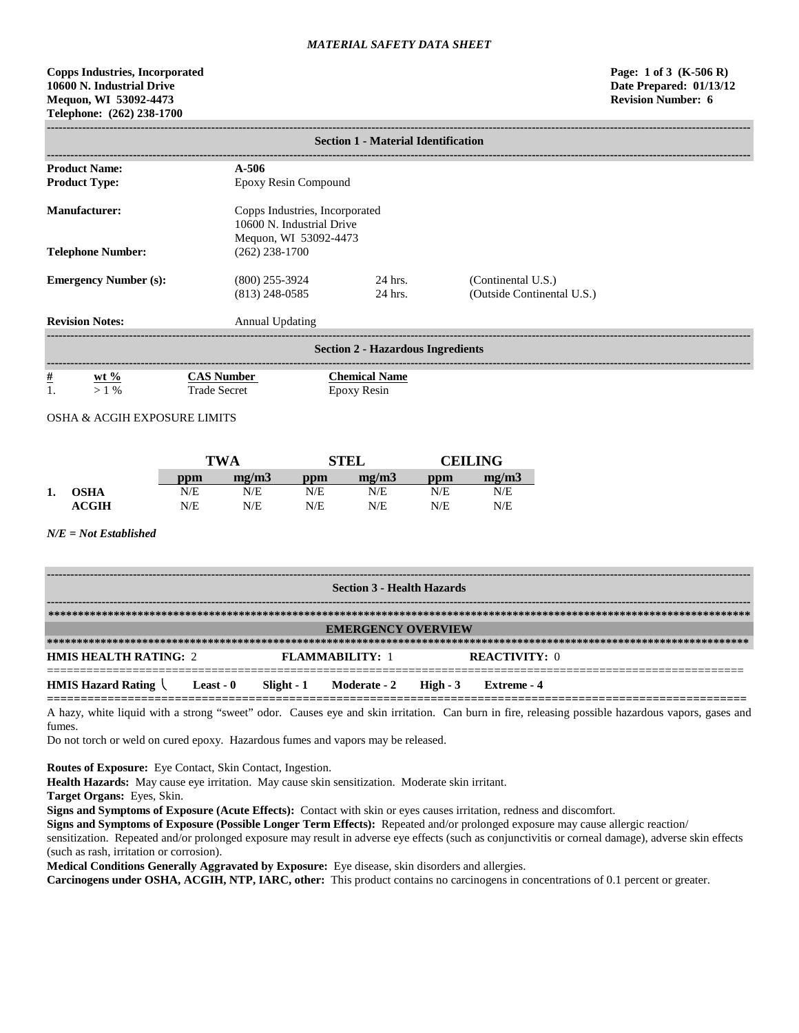*MATERIAL SAFETY DATA SHEET*

**Copps Industries, Incorporated**
**10600 N. Industrial Drive**
**Mequon, WI 53092-4473**
**Telephone: (262) 238-1700**

**Page: 1 of 3 (K-506 R)**
**Date Prepared: 01/13/12**
**Revision Number: 6**

## Section 1 - Material Identification

| | | | |
|---|---|---|---|
| **Product Name:** | **A-506** | | |
| **Product Type:** | Epoxy Resin Compound | | |
| **Manufacturer:** | Copps Industries, Incorporated<br>10600 N. Industrial Drive<br>Mequon, WI 53092-4473 | | |
| **Telephone Number:** | (262) 238-1700 | | |
| **Emergency Number (s):** | (800) 255-3924 | 24 hrs. | (Continental U.S.) |
| | (813) 248-0585 | 24 hrs. | (Outside Continental U.S.) |
| **Revision Notes:** | Annual Updating | | |

## Section 2 - Hazardous Ingredients

| # | wt % | CAS Number | Chemical Name |
|---|---|---|---|
| 1. | > 1 % | Trade Secret | Epoxy Resin |

OSHA & ACGIH EXPOSURE LIMITS

| | | TWA | | STEL | | CEILING | |
|---|---|---|---|---|---|---|---|
| | | ppm | mg/m3 | ppm | mg/m3 | ppm | mg/m3 |
| 1. | **OSHA** | N/E | N/E | N/E | N/E | N/E | N/E |
| | **ACGIH** | N/E | N/E | N/E | N/E | N/E | N/E |

***N/E = Not Established***

## Section 3 - Health Hazards

### EMERGENCY OVERVIEW

**HMIS HEALTH RATING:** 2 **FLAMMABILITY:** 1 **REACTIVITY:** 0

**HMIS Hazard Rating** **Least - 0** **Slight - 1** **Moderate - 2** **High - 3** **Extreme - 4**

A hazy, white liquid with a strong "sweet" odor. Causes eye and skin irritation. Can burn in fire, releasing possible hazardous vapors, gases and fumes.

Do not torch or weld on cured epoxy. Hazardous fumes and vapors may be released.

**Routes of Exposure:** Eye Contact, Skin Contact, Ingestion.

**Health Hazards:** May cause eye irritation. May cause skin sensitization. Moderate skin irritant.

**Target Organs:** Eyes, Skin.

**Signs and Symptoms of Exposure (Acute Effects):** Contact with skin or eyes causes irritation, redness and discomfort.

**Signs and Symptoms of Exposure (Possible Longer Term Effects):** Repeated and/or prolonged exposure may cause allergic reaction/ sensitization. Repeated and/or prolonged exposure may result in adverse eye effects (such as conjunctivitis or corneal damage), adverse skin effects (such as rash, irritation or corrosion).

**Medical Conditions Generally Aggravated by Exposure:** Eye disease, skin disorders and allergies.

**Carcinogens under OSHA, ACGIH, NTP, IARC, other:** This product contains no carcinogens in concentrations of 0.1 percent or greater.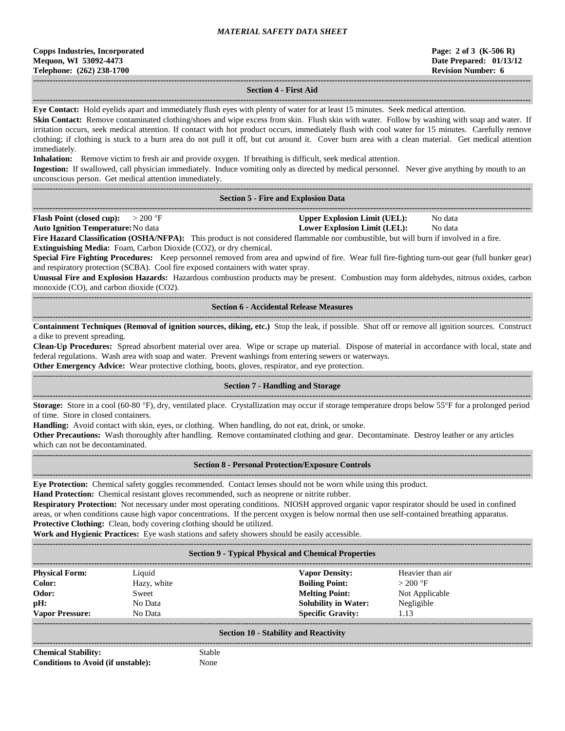## Section 4 - First Aid

**Eye Contact:** Hold eyelids apart and immediately flush eyes with plenty of water for at least 15 minutes. Seek medical attention.

**Skin Contact:** Remove contaminated clothing/shoes and wipe excess from skin. Flush skin with water. Follow by washing with soap and water. If irritation occurs, seek medical attention. If contact with hot product occurs, immediately flush with cool water for 15 minutes. Carefully remove clothing; if clothing is stuck to a burn area do not pull it off, but cut around it. Cover burn area with a clean material. Get medical attention immediately.

**Inhalation:** Remove victim to fresh air and provide oxygen. If breathing is difficult, seek medical attention.

**Ingestion:** If swallowed, call physician immediately. Induce vomiting only as directed by medical personnel. Never give anything by mouth to an unconscious person. Get medical attention immediately.

## Section 5 - Fire and Explosion Data

| | | | |
|---|---|---|---|
| **Flash Point (closed cup):** | > 200 °F | **Upper Explosion Limit (UEL):** | No data |
| **Auto Ignition Temperature:** | No data | **Lower Explosion Limit (LEL):** | No data |

**Fire Hazard Classification (OSHA/NFPA):** This product is not considered flammable nor combustible, but will burn if involved in a fire.

**Extinguishing Media:** Foam, Carbon Dioxide ($CO_2$), or dry chemical.

**Special Fire Fighting Procedures:** Keep personnel removed from area and upwind of fire. Wear full fire-fighting turn-out gear (full bunker gear) and respiratory protection (SCBA). Cool fire exposed containers with water spray.

**Unusual Fire and Explosion Hazards:** Hazardous combustion products may be present. Combustion may form aldehydes, nitrous oxides, carbon monoxide (CO), and carbon dioxide ($CO_2$).

## Section 6 - Accidental Release Measures

**Containment Techniques (Removal of ignition sources, diking, etc.)** Stop the leak, if possible. Shut off or remove all ignition sources. Construct a dike to prevent spreading.

**Clean-Up Procedures:** Spread absorbent material over area. Wipe or scrape up material. Dispose of material in accordance with local, state and federal regulations. Wash area with soap and water. Prevent washings from entering sewers or waterways.

**Other Emergency Advice:** Wear protective clothing, boots, gloves, respirator, and eye protection.

## Section 7 - Handling and Storage

**Storage:** Store in a cool (60-80 °F), dry, ventilated place. Crystallization may occur if storage temperature drops below 55°F for a prolonged period of time. Store in closed containers.

**Handling:** Avoid contact with skin, eyes, or clothing. When handling, do not eat, drink, or smoke.

**Other Precautions:** Wash thoroughly after handling. Remove contaminated clothing and gear. Decontaminate. Destroy leather or any articles which can not be decontaminated.

## Section 8 - Personal Protection/Exposure Controls

**Eye Protection:** Chemical safety goggles recommended. Contact lenses should not be worn while using this product.

**Hand Protection:** Chemical resistant gloves recommended, such as neoprene or nitrite rubber.

**Respiratory Protection:** Not necessary under most operating conditions. NIOSH approved organic vapor respirator should be used in confined areas, or when conditions cause high vapor concentrations. If the percent oxygen is below normal then use self-contained breathing apparatus.

**Protective Clothing:** Clean, body covering clothing should be utilized.

**Work and Hygienic Practices:** Eye wash stations and safety showers should be easily accessible.

## Section 9 - Typical Physical and Chemical Properties

| | | | |
|---|---|---|---|
| **Physical Form:** | Liquid | **Vapor Density:** | Heavier than air |
| **Color:** | Hazy, white | **Boiling Point:** | > 200 °F |
| **Odor:** | Sweet | **Melting Point:** | Not Applicable |
| **pH:** | No Data | **Solubility in Water:** | Negligible |
| **Vapor Pressure:** | No Data | **Specific Gravity:** | 1.13 |

## Section 10 - Stability and Reactivity

| | |
|---|---|
| **Chemical Stability:** | Stable |
| **Conditions to Avoid (if unstable):** | None |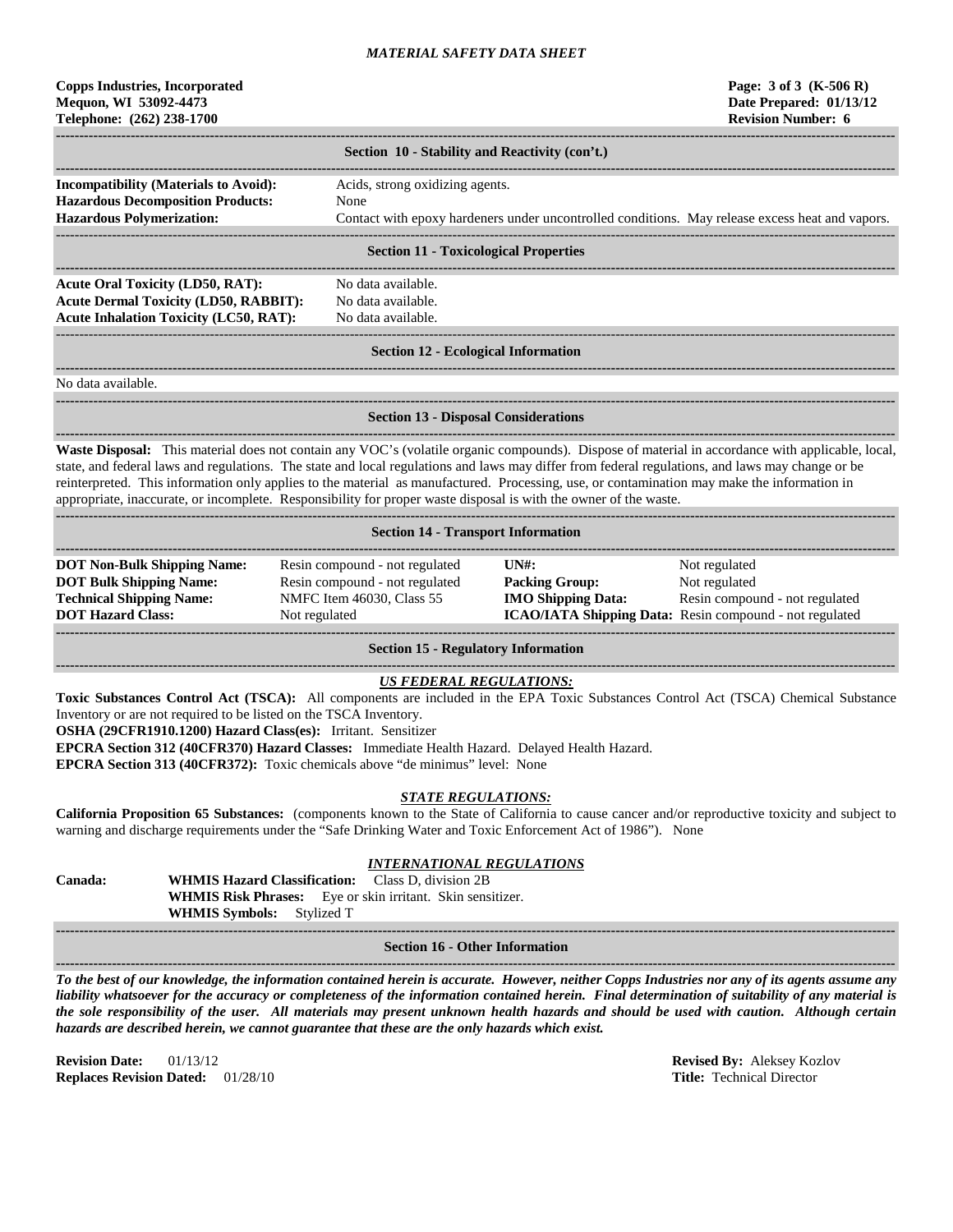## Section 10 - Stability and Reactivity (con't.)

**Incompatibility (Materials to Avoid):** Acids, strong oxidizing agents.
**Hazardous Decomposition Products:** None
**Hazardous Polymerization:** Contact with epoxy hardeners under uncontrolled conditions. May release excess heat and vapors.

## Section 11 - Toxicological Properties

**Acute Oral Toxicity (LD50, RAT):** No data available.
**Acute Dermal Toxicity (LD50, RABBIT):** No data available.
**Acute Inhalation Toxicity (LC50, RAT):** No data available.

## Section 12 - Ecological Information

No data available.

## Section 13 - Disposal Considerations

**Waste Disposal:** This material does not contain any VOC's (volatile organic compounds). Dispose of material in accordance with applicable, local, state, and federal laws and regulations. The state and local regulations and laws may differ from federal regulations, and laws may change or be reinterpreted. This information only applies to the material as manufactured. Processing, use, or contamination may make the information in appropriate, inaccurate, or incomplete. Responsibility for proper waste disposal is with the owner of the waste.

## Section 14 - Transport Information

| | | | |
|---|---|---|---|
| **DOT Non-Bulk Shipping Name:** | Resin compound - not regulated | **UN#:** | Not regulated |
| **DOT Bulk Shipping Name:** | Resin compound - not regulated | **Packing Group:** | Not regulated |
| **Technical Shipping Name:** | NMFC Item 46030, Class 55 | **IMO Shipping Data:** | Resin compound - not regulated |
| **DOT Hazard Class:** | Not regulated | **ICAO/IATA Shipping Data:** | Resin compound - not regulated |

## Section 15 - Regulatory Information

### *US FEDERAL REGULATIONS:*

**Toxic Substances Control Act (TSCA):** All components are included in the EPA Toxic Substances Control Act (TSCA) Chemical Substance Inventory or are not required to be listed on the TSCA Inventory.
**OSHA (29CFR1910.1200) Hazard Class(es):** Irritant. Sensitizer
**EPCRA Section 312 (40CFR370) Hazard Classes:** Immediate Health Hazard. Delayed Health Hazard.
**EPCRA Section 313 (40CFR372):** Toxic chemicals above "de minimus" level: None

### *STATE REGULATIONS:*

**California Proposition 65 Substances:** (components known to the State of California to cause cancer and/or reproductive toxicity and subject to warning and discharge requirements under the "Safe Drinking Water and Toxic Enforcement Act of 1986"). None

### *INTERNATIONAL REGULATIONS*

**Canada:**
**WHMIS Hazard Classification:** Class D, division 2B
**WHMIS Risk Phrases:** Eye or skin irritant. Skin sensitizer.
**WHMIS Symbols:** Stylized T

## Section 16 - Other Information

***To the best of our knowledge, the information contained herein is accurate. However, neither Copps Industries nor any of its agents assume any liability whatsoever for the accuracy or completeness of the information contained herein. Final determination of suitability of any material is the sole responsibility of the user. All materials may present unknown health hazards and should be used with caution. Although certain hazards are described herein, we cannot guarantee that these are the only hazards which exist.***

**Revision Date:** 01/13/12
**Replaces Revision Dated:** 01/28/10

**Revised By:** Aleksey Kozlov
**Title:** Technical Director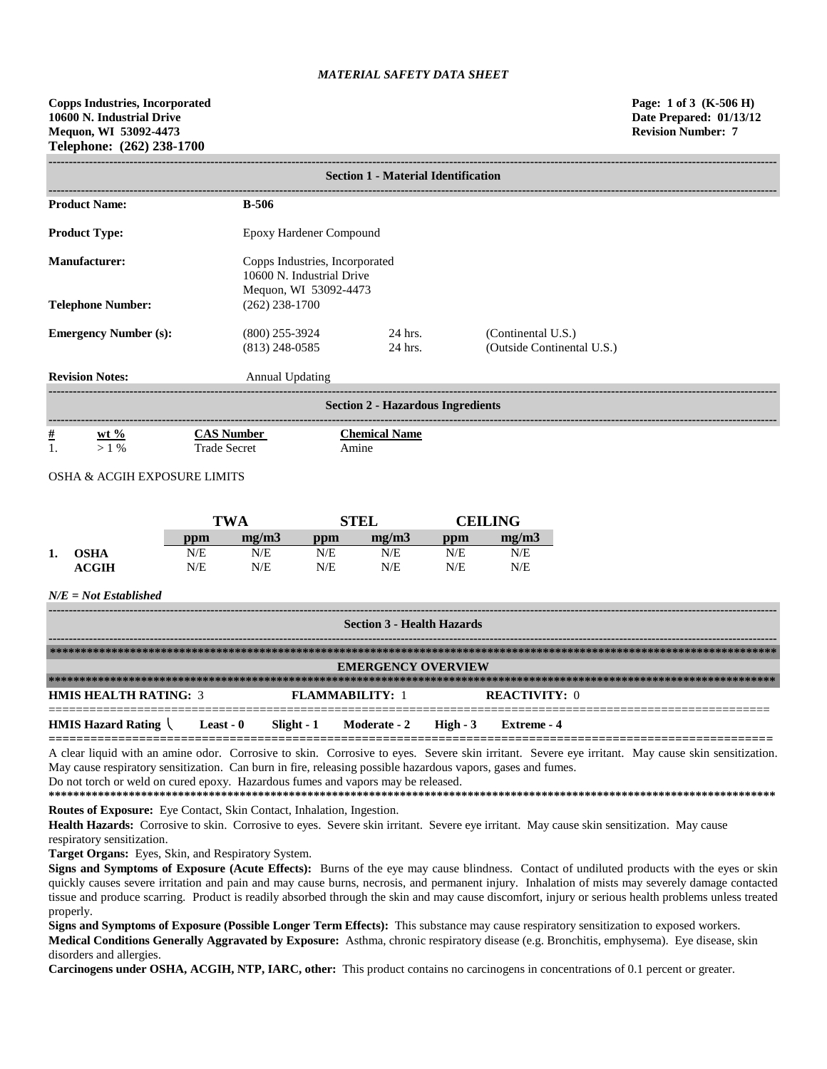*MATERIAL SAFETY DATA SHEET*

**Copps Industries, Incorporated**
**10600 N. Industrial Drive**
**Mequon, WI 53092-4473**
**Telephone: (262) 238-1700**

**Page: 1 of 3 (K-506 H)**
**Date Prepared: 01/13/12**
**Revision Number: 7**

## Section 1 - Material Identification

| | | | |
|---|---|---|---|
| **Product Name:** | **B-506** | | |
| **Product Type:** | Epoxy Hardener Compound | | |
| **Manufacturer:** | Copps Industries, Incorporated<br>10600 N. Industrial Drive<br>Mequon, WI 53092-4473 | | |
| **Telephone Number:** | (262) 238-1700 | | |
| **Emergency Number (s):** | (800) 255-3924<br>(813) 248-0585 | 24 hrs.<br>24 hrs. | (Continental U.S.)<br>(Outside Continental U.S.) |
| **Revision Notes:** | Annual Updating | | |

## Section 2 - Hazardous Ingredients

| # | wt % | CAS Number | Chemical Name |
|---|---|---|---|
| 1. | > 1 % | Trade Secret | Amine |

OSHA & ACGIH EXPOSURE LIMITS

| | | TWA | | STEL | | CEILING | |
|---|---|---|---|---|---|---|---|
| | | ppm | mg/m3 | ppm | mg/m3 | ppm | mg/m3 |
| 1. | OSHA | N/E | N/E | N/E | N/E | N/E | N/E |
| | ACGIH | N/E | N/E | N/E | N/E | N/E | N/E |

*N/E = Not Established*

## Section 3 - Health Hazards

### EMERGENCY OVERVIEW

**HMIS HEALTH RATING:** 3 **FLAMMABILITY:** 1 **REACTIVITY:** 0

**HMIS Hazard Rating** **Least - 0** **Slight - 1** **Moderate - 2** **High - 3** **Extreme - 4**

A clear liquid with an amine odor. Corrosive to skin. Corrosive to eyes. Severe skin irritant. Severe eye irritant. May cause skin sensitization. May cause respiratory sensitization. Can burn in fire, releasing possible hazardous vapors, gases and fumes.
Do not torch or weld on cured epoxy. Hazardous fumes and vapors may be released.

**Routes of Exposure:** Eye Contact, Skin Contact, Inhalation, Ingestion.

**Health Hazards:** Corrosive to skin. Corrosive to eyes. Severe skin irritant. Severe eye irritant. May cause skin sensitization. May cause respiratory sensitization.

**Target Organs:** Eyes, Skin, and Respiratory System.

**Signs and Symptoms of Exposure (Acute Effects):** Burns of the eye may cause blindness. Contact of undiluted products with the eyes or skin quickly causes severe irritation and pain and may cause burns, necrosis, and permanent injury. Inhalation of mists may severely damage contacted tissue and produce scarring. Product is readily absorbed through the skin and may cause discomfort, injury or serious health problems unless treated properly.

**Signs and Symptoms of Exposure (Possible Longer Term Effects):** This substance may cause respiratory sensitization to exposed workers.

**Medical Conditions Generally Aggravated by Exposure:** Asthma, chronic respiratory disease (e.g. Bronchitis, emphysema). Eye disease, skin disorders and allergies.

**Carcinogens under OSHA, ACGIH, NTP, IARC, other:** This product contains no carcinogens in concentrations of 0.1 percent or greater.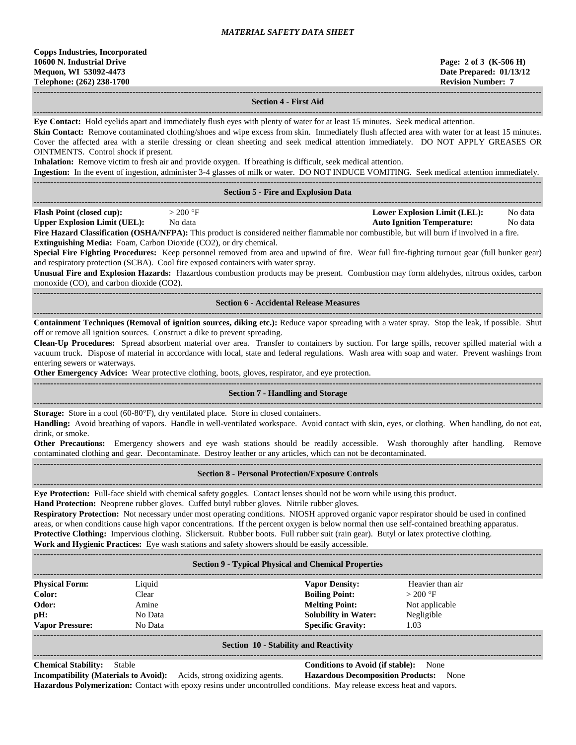*MATERIAL SAFETY DATA SHEET*

**Copps Industries, Incorporated**
**10600 N. Industrial Drive**
**Mequon, WI 53092-4473**
**Telephone: (262) 238-1700**

**Page: 2 of 3 (K-506 H)**
**Date Prepared: 01/13/12**
**Revision Number: 7**

## Section 4 - First Aid

**Eye Contact:** Hold eyelids apart and immediately flush eyes with plenty of water for at least 15 minutes. Seek medical attention.

**Skin Contact:** Remove contaminated clothing/shoes and wipe excess from skin. Immediately flush affected area with water for at least 15 minutes. Cover the affected area with a sterile dressing or clean sheeting and seek medical attention immediately. DO NOT APPLY GREASES OR OINTMENTS. Control shock if present.

**Inhalation:** Remove victim to fresh air and provide oxygen. If breathing is difficult, seek medical attention.

**Ingestion:** In the event of ingestion, administer 3-4 glasses of milk or water. DO NOT INDUCE VOMITING. Seek medical attention immediately.

## Section 5 - Fire and Explosion Data

| | | | |
|---|---|---|---|
| **Flash Point (closed cup):** | > 200 °F | **Lower Explosion Limit (LEL):** | No data |
| **Upper Explosion Limit (UEL):** | No data | **Auto Ignition Temperature:** | No data |

**Fire Hazard Classification (OSHA/NFPA):** This product is considered neither flammable nor combustible, but will burn if involved in a fire.

**Extinguishing Media:** Foam, Carbon Dioxide ($CO_2$), or dry chemical.

**Special Fire Fighting Procedures:** Keep personnel removed from area and upwind of fire. Wear full fire-fighting turnout gear (full bunker gear) and respiratory protection (SCBA). Cool fire exposed containers with water spray.

**Unusual Fire and Explosion Hazards:** Hazardous combustion products may be present. Combustion may form aldehydes, nitrous oxides, carbon monoxide (CO), and carbon dioxide ($CO_2$).

## Section 6 - Accidental Release Measures

**Containment Techniques (Removal of ignition sources, diking etc.):** Reduce vapor spreading with a water spray. Stop the leak, if possible. Shut off or remove all ignition sources. Construct a dike to prevent spreading.

**Clean-Up Procedures:** Spread absorbent material over area. Transfer to containers by suction. For large spills, recover spilled material with a vacuum truck. Dispose of material in accordance with local, state and federal regulations. Wash area with soap and water. Prevent washings from entering sewers or waterways.

**Other Emergency Advice:** Wear protective clothing, boots, gloves, respirator, and eye protection.

## Section 7 - Handling and Storage

**Storage:** Store in a cool (60-80°F), dry ventilated place. Store in closed containers.

**Handling:** Avoid breathing of vapors. Handle in well-ventilated workspace. Avoid contact with skin, eyes, or clothing. When handling, do not eat, drink, or smoke.

**Other Precautions:** Emergency showers and eye wash stations should be readily accessible. Wash thoroughly after handling. Remove contaminated clothing and gear. Decontaminate. Destroy leather or any articles, which can not be decontaminated.

## Section 8 - Personal Protection/Exposure Controls

**Eye Protection:** Full-face shield with chemical safety goggles. Contact lenses should not be worn while using this product.

**Hand Protection:** Neoprene rubber gloves. Cuffed butyl rubber gloves. Nitrile rubber gloves.

**Respiratory Protection:** Not necessary under most operating conditions. NIOSH approved organic vapor respirator should be used in confined areas, or when conditions cause high vapor concentrations. If the percent oxygen is below normal then use self-contained breathing apparatus.

**Protective Clothing:** Impervious clothing. Slickersuit. Rubber boots. Full rubber suit (rain gear). Butyl or latex protective clothing.

**Work and Hygienic Practices:** Eye wash stations and safety showers should be easily accessible.

## Section 9 - Typical Physical and Chemical Properties

| | | | |
|---|---|---|---|
| **Physical Form:** | Liquid | **Vapor Density:** | Heavier than air |
| **Color:** | Clear | **Boiling Point:** | > 200 °F |
| **Odor:** | Amine | **Melting Point:** | Not applicable |
| **pH:** | No Data | **Solubility in Water:** | Negligible |
| **Vapor Pressure:** | No Data | **Specific Gravity:** | 1.03 |

## Section 10 - Stability and Reactivity

**Chemical Stability:** Stable

**Conditions to Avoid (if stable):** None

**Incompatibility (Materials to Avoid):** Acids, strong oxidizing agents.

**Hazardous Decomposition Products:** None

**Hazardous Polymerization:** Contact with epoxy resins under uncontrolled conditions. May release excess heat and vapors.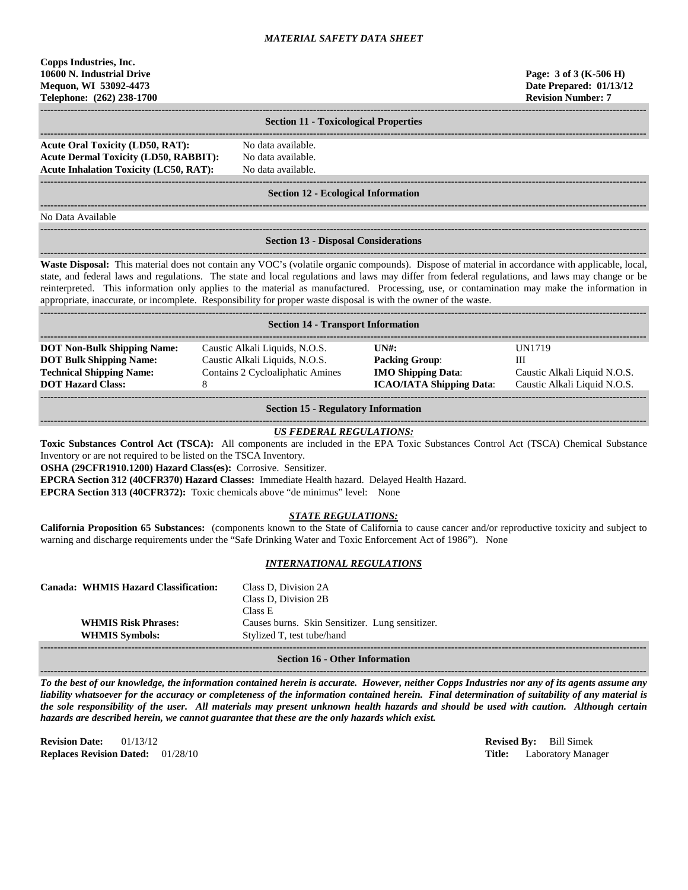## Section 11 - Toxicological Properties

| | |
|---|---|
| **Acute Oral Toxicity (LD50, RAT):** | No data available. |
| **Acute Dermal Toxicity (LD50, RABBIT):** | No data available. |
| **Acute Inhalation Toxicity (LC50, RAT):** | No data available. |

## Section 12 - Ecological Information

No Data Available

## Section 13 - Disposal Considerations

**Waste Disposal:** This material does not contain any VOC's (volatile organic compounds). Dispose of material in accordance with applicable, local, state, and federal laws and regulations. The state and local regulations and laws may differ from federal regulations, and laws may change or be reinterpreted. This information only applies to the material as manufactured. Processing, use, or contamination may make the information in appropriate, inaccurate, or incomplete. Responsibility for proper waste disposal is with the owner of the waste.

## Section 14 - Transport Information

| | | | |
|---|---|---|---|
| **DOT Non-Bulk Shipping Name:** | Caustic Alkali Liquids, N.O.S. | **UN#:** | UN1719 |
| **DOT Bulk Shipping Name:** | Caustic Alkali Liquids, N.O.S. | **Packing Group**: | III |
| **Technical Shipping Name:** | Contains 2 Cycloaliphatic Amines | **IMO Shipping Data**: | Caustic Alkali Liquid N.O.S. |
| **DOT Hazard Class:** | 8 | **ICAO/IATA Shipping Data**: | Caustic Alkali Liquid N.O.S. |

## Section 15 - Regulatory Information

### *US FEDERAL REGULATIONS:*

**Toxic Substances Control Act (TSCA):** All components are included in the EPA Toxic Substances Control Act (TSCA) Chemical Substance Inventory or are not required to be listed on the TSCA Inventory.

**OSHA (29CFR1910.1200) Hazard Class(es):** Corrosive. Sensitizer.

**EPCRA Section 312 (40CFR370) Hazard Classes:** Immediate Health hazard. Delayed Health Hazard.

**EPCRA Section 313 (40CFR372):** Toxic chemicals above "de minimus" level: None

### *STATE REGULATIONS:*

**California Proposition 65 Substances:** (components known to the State of California to cause cancer and/or reproductive toxicity and subject to warning and discharge requirements under the "Safe Drinking Water and Toxic Enforcement Act of 1986"). None

### *INTERNATIONAL REGULATIONS*

| | |
|---|---|
| **Canada: WHMIS Hazard Classification:** | Class D, Division 2A<br>Class D, Division 2B<br>Class E |
| **WHMIS Risk Phrases:** | Causes burns. Skin Sensitizer. Lung sensitizer. |
| **WHMIS Symbols:** | Stylized T, test tube/hand |

## Section 16 - Other Information

***To the best of our knowledge, the information contained herein is accurate. However, neither Copps Industries nor any of its agents assume any liability whatsoever for the accuracy or completeness of the information contained herein. Final determination of suitability of any material is the sole responsibility of the user. All materials may present unknown health hazards and should be used with caution. Although certain hazards are described herein, we cannot guarantee that these are the only hazards which exist.***

**Revision Date:** 01/13/12
**Replaces Revision Dated:** 01/28/10

**Revised By:** Bill Simek
**Title:** Laboratory Manager